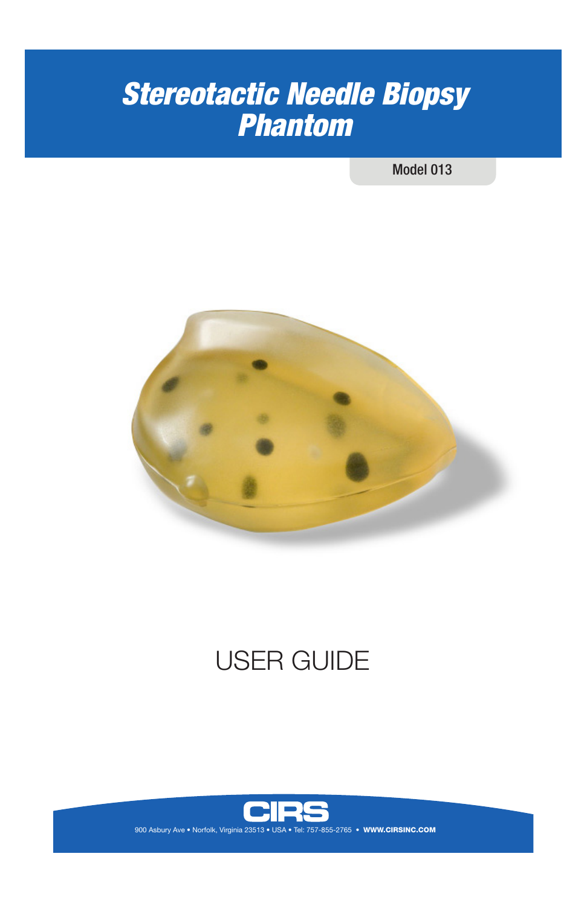# Stereotactic Needle Biopsy Phantom

Model 013

USER GUIDE

CIRS

900 Asbury Ave • Norfolk, Virginia 23513 • USA • Tel: 757-855-2765 • **WWW.CIRSINC.COM**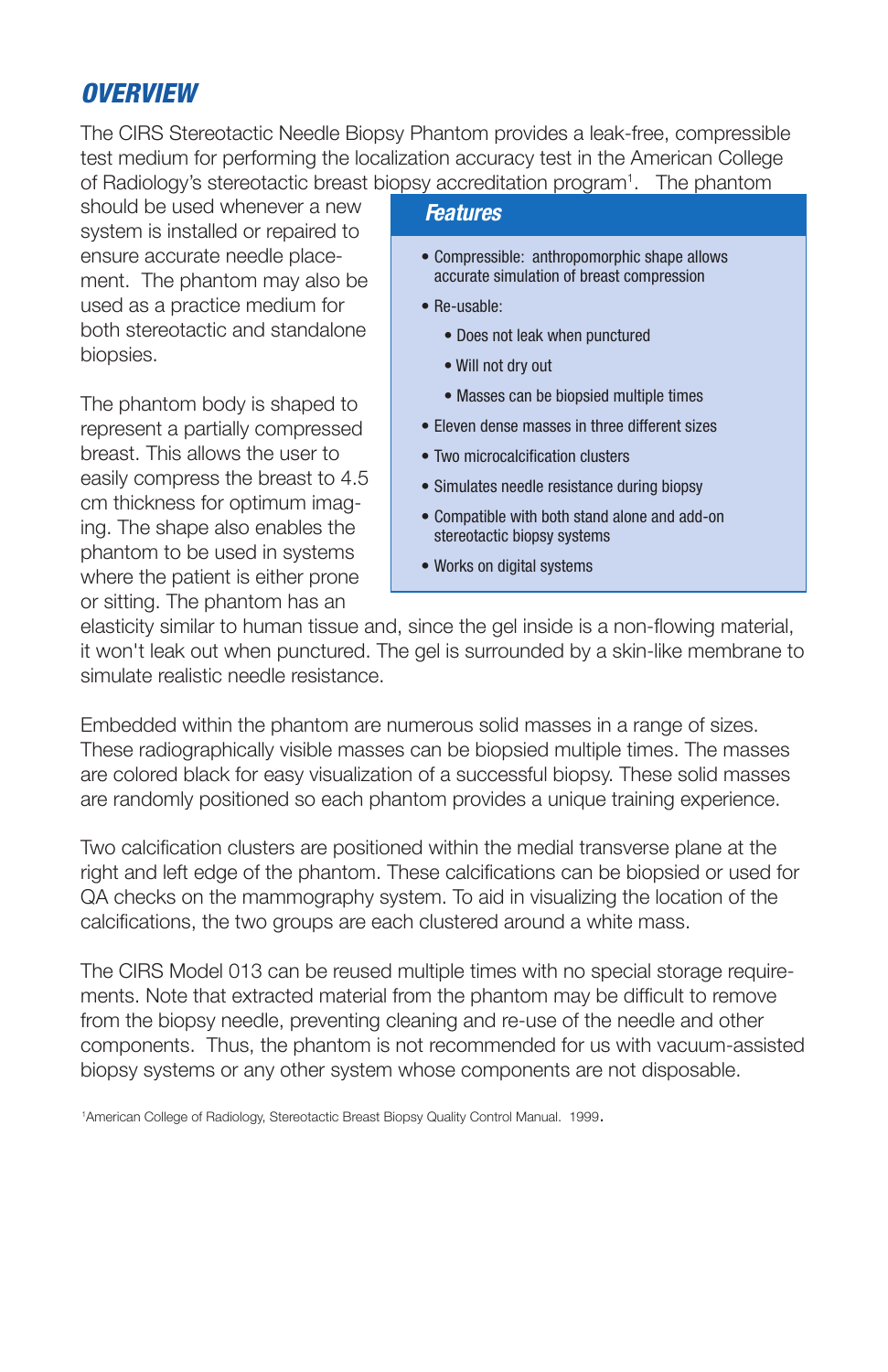## OVERVIEW

The CIRS Stereotactic Needle Biopsy Phantom provides a leak-free, compressible test medium for performing the localization accuracy test in the American College of Radiology's stereotactic breast biopsy accreditation program[1]. The phantom should be used whenever a new system is installed or repaired to ensure accurate needle placement. The phantom may also be used as a practice medium for both stereotactic and standalone biopsies.

The phantom body is shaped to represent a partially compressed breast. This allows the user to easily compress the breast to 4.5 cm thickness for optimum imaging. The shape also enables the phantom to be used in systems where the patient is either prone or sitting. The phantom has an elasticity similar to human tissue and, since the gel inside is a non-flowing material, it won't leak out when punctured. The gel is surrounded by a skin-like membrane to simulate realistic needle resistance.

### Features

- Compressible: anthropomorphic shape allows accurate simulation of breast compression
- Re-usable:
  - Does not leak when punctured
  - Will not dry out
  - Masses can be biopsied multiple times
- Eleven dense masses in three different sizes
- Two microcalcification clusters
- Simulates needle resistance during biopsy
- Compatible with both stand alone and add-on stereotactic biopsy systems
- Works on digital systems

Embedded within the phantom are numerous solid masses in a range of sizes. These radiographically visible masses can be biopsied multiple times. The masses are colored black for easy visualization of a successful biopsy. These solid masses are randomly positioned so each phantom provides a unique training experience.

Two calcification clusters are positioned within the medial transverse plane at the right and left edge of the phantom. These calcifications can be biopsied or used for QA checks on the mammography system. To aid in visualizing the location of the calcifications, the two groups are each clustered around a white mass.

The CIRS Model 013 can be reused multiple times with no special storage requirements. Note that extracted material from the phantom may be difficult to remove from the biopsy needle, preventing cleaning and re-use of the needle and other components. Thus, the phantom is not recommended for us with vacuum-assisted biopsy systems or any other system whose components are not disposable.

[1]American College of Radiology, Stereotactic Breast Biopsy Quality Control Manual. 1999.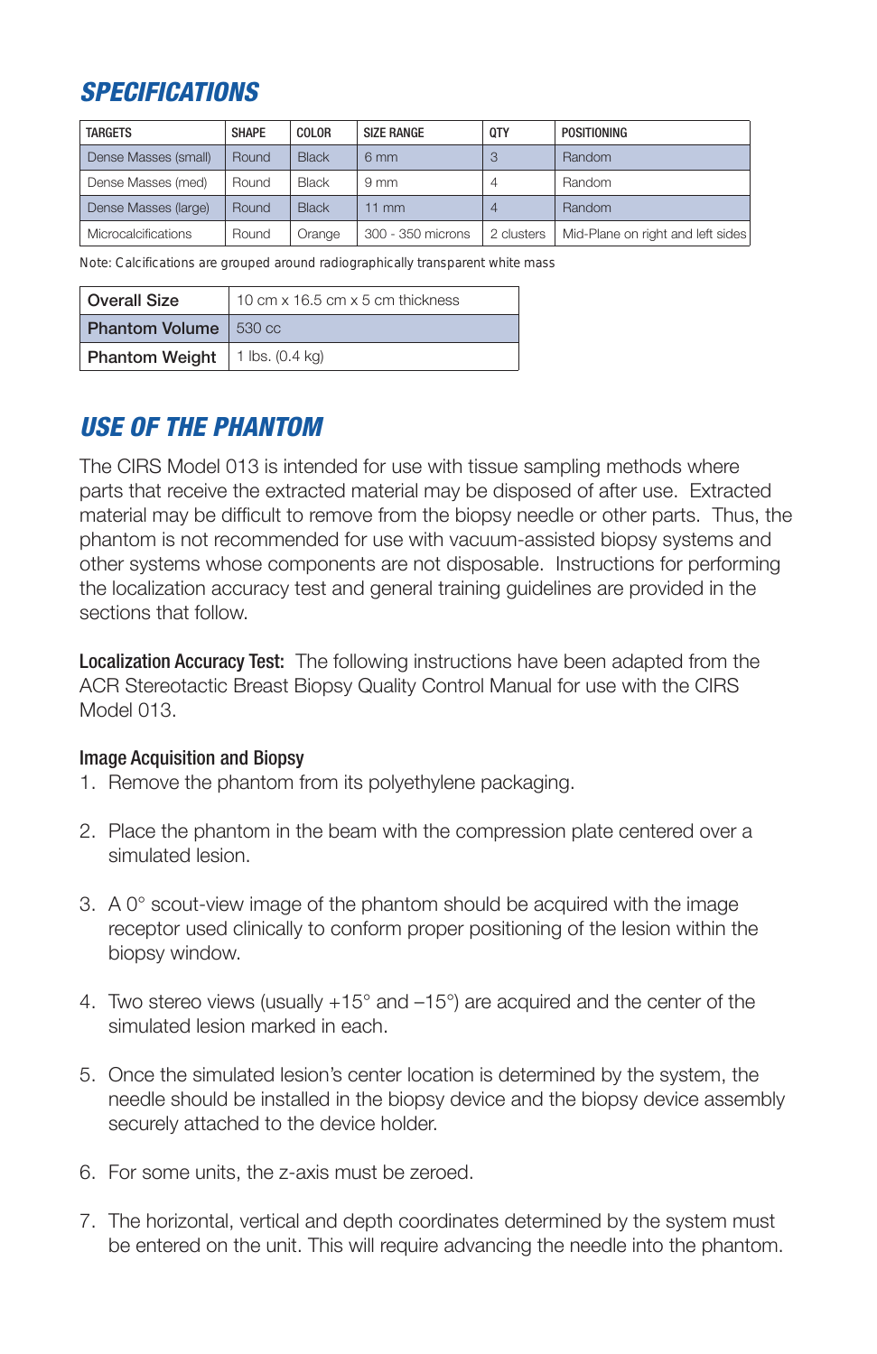## SPECIFICATIONS

| TARGETS | SHAPE | COLOR | SIZE RANGE | QTY | POSITIONING |
|---|---|---|---|---|---|
| Dense Masses (small) | Round | Black | 6 mm | 3 | Random |
| Dense Masses (med) | Round | Black | 9 mm | 4 | Random |
| Dense Masses (large) | Round | Black | 11 mm | 4 | Random |
| Microcalcifications | Round | Orange | 300 - 350 microns | 2 clusters | Mid-Plane on right and left sides |

Note: Calcifications are grouped around radiographically transparent white mass

| | |
|---|---|
| **Overall Size** | 10 cm x 16.5 cm x 5 cm thickness |
| **Phantom Volume** | 530 cc |
| **Phantom Weight** | 1 lbs. (0.4 kg) |

## USE OF THE PHANTOM

The CIRS Model 013 is intended for use with tissue sampling methods where parts that receive the extracted material may be disposed of after use. Extracted material may be difficult to remove from the biopsy needle or other parts. Thus, the phantom is not recommended for use with vacuum-assisted biopsy systems and other systems whose components are not disposable. Instructions for performing the localization accuracy test and general training guidelines are provided in the sections that follow.

**Localization Accuracy Test:** The following instructions have been adapted from the ACR Stereotactic Breast Biopsy Quality Control Manual for use with the CIRS Model 013.

### Image Acquisition and Biopsy

1. Remove the phantom from its polyethylene packaging.
2. Place the phantom in the beam with the compression plate centered over a simulated lesion.
3. A 0° scout-view image of the phantom should be acquired with the image receptor used clinically to conform proper positioning of the lesion within the biopsy window.
4. Two stereo views (usually +15° and –15°) are acquired and the center of the simulated lesion marked in each.
5. Once the simulated lesion's center location is determined by the system, the needle should be installed in the biopsy device and the biopsy device assembly securely attached to the device holder.
6. For some units, the z-axis must be zeroed.
7. The horizontal, vertical and depth coordinates determined by the system must be entered on the unit. This will require advancing the needle into the phantom.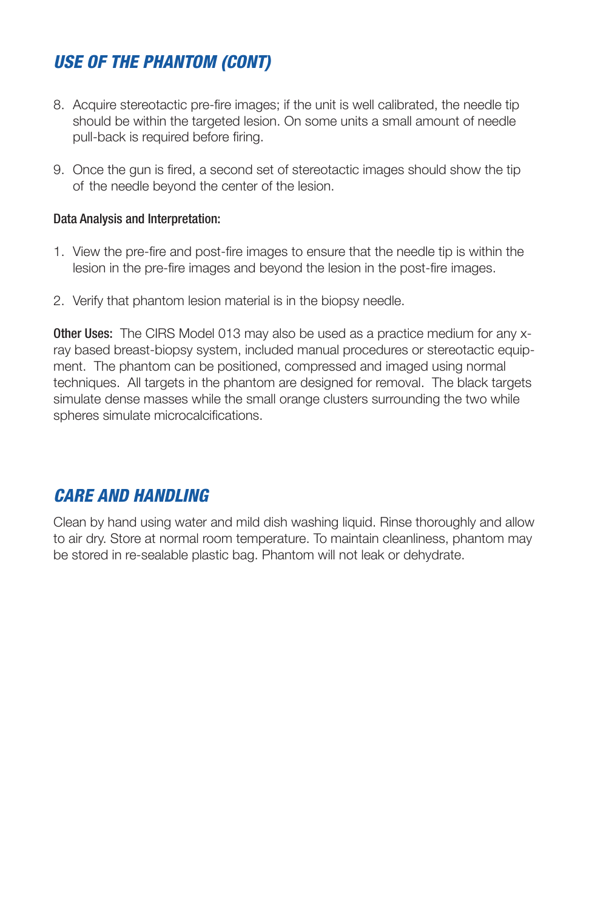## *USE OF THE PHANTOM (CONT)*

8. Acquire stereotactic pre-fire images; if the unit is well calibrated, the needle tip should be within the targeted lesion. On some units a small amount of needle pull-back is required before firing.

9. Once the gun is fired, a second set of stereotactic images should show the tip of the needle beyond the center of the lesion.

**Data Analysis and Interpretation:**

1. View the pre-fire and post-fire images to ensure that the needle tip is within the lesion in the pre-fire images and beyond the lesion in the post-fire images.

2. Verify that phantom lesion material is in the biopsy needle.

**Other Uses:** The CIRS Model 013 may also be used as a practice medium for any x-ray based breast-biopsy system, included manual procedures or stereotactic equipment. The phantom can be positioned, compressed and imaged using normal techniques. All targets in the phantom are designed for removal. The black targets simulate dense masses while the small orange clusters surrounding the two while spheres simulate microcalcifications.

## *CARE AND HANDLING*

Clean by hand using water and mild dish washing liquid. Rinse thoroughly and allow to air dry. Store at normal room temperature. To maintain cleanliness, phantom may be stored in re-sealable plastic bag. Phantom will not leak or dehydrate.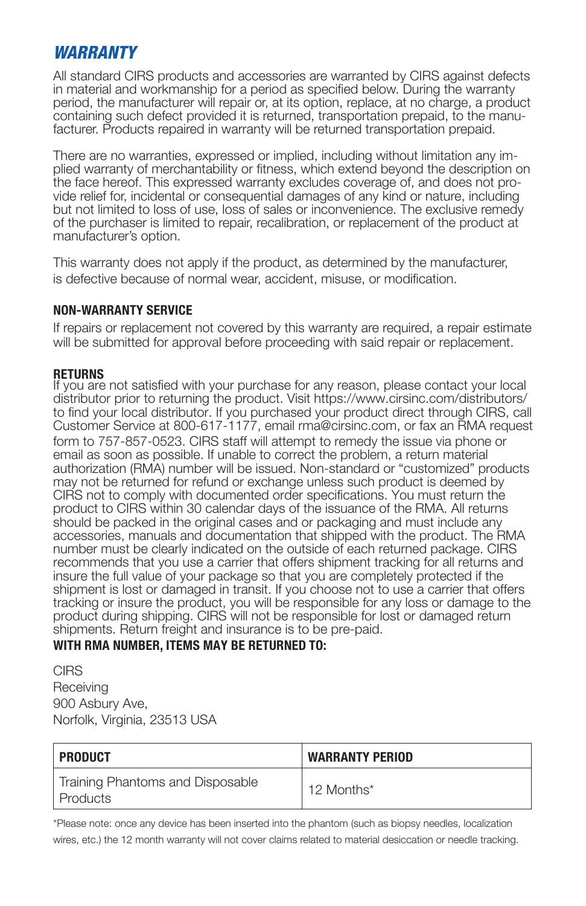## *WARRANTY*

All standard CIRS products and accessories are warranted by CIRS against defects in material and workmanship for a period as specified below. During the warranty period, the manufacturer will repair or, at its option, replace, at no charge, a product containing such defect provided it is returned, transportation prepaid, to the manufacturer. Products repaired in warranty will be returned transportation prepaid.

There are no warranties, expressed or implied, including without limitation any implied warranty of merchantability or fitness, which extend beyond the description on the face hereof. This expressed warranty excludes coverage of, and does not provide relief for, incidental or consequential damages of any kind or nature, including but not limited to loss of use, loss of sales or inconvenience. The exclusive remedy of the purchaser is limited to repair, recalibration, or replacement of the product at manufacturer's option.

This warranty does not apply if the product, as determined by the manufacturer, is defective because of normal wear, accident, misuse, or modification.

### NON-WARRANTY SERVICE

If repairs or replacement not covered by this warranty are required, a repair estimate will be submitted for approval before proceeding with said repair or replacement.

### RETURNS

If you are not satisfied with your purchase for any reason, please contact your local distributor prior to returning the product. Visit https://www.cirsinc.com/distributors/ to find your local distributor. If you purchased your product direct through CIRS, call Customer Service at 800-617-1177, email rma@cirsinc.com, or fax an RMA request form to 757-857-0523. CIRS staff will attempt to remedy the issue via phone or email as soon as possible. If unable to correct the problem, a return material authorization (RMA) number will be issued. Non-standard or "customized" products may not be returned for refund or exchange unless such product is deemed by CIRS not to comply with documented order specifications. You must return the product to CIRS within 30 calendar days of the issuance of the RMA. All returns should be packed in the original cases and or packaging and must include any accessories, manuals and documentation that shipped with the product. The RMA number must be clearly indicated on the outside of each returned package. CIRS recommends that you use a carrier that offers shipment tracking for all returns and insure the full value of your package so that you are completely protected if the shipment is lost or damaged in transit. If you choose not to use a carrier that offers tracking or insure the product, you will be responsible for any loss or damage to the product during shipping. CIRS will not be responsible for lost or damaged return shipments. Return freight and insurance is to be pre-paid.

**WITH RMA NUMBER, ITEMS MAY BE RETURNED TO:**

CIRS
Receiving
900 Asbury Ave,
Norfolk, Virginia, 23513 USA

| PRODUCT | WARRANTY PERIOD |
|---|---|
| Training Phantoms and Disposable Products | 12 Months* |

*Please note: once any device has been inserted into the phantom (such as biopsy needles, localization wires, etc.) the 12 month warranty will not cover claims related to material desiccation or needle tracking.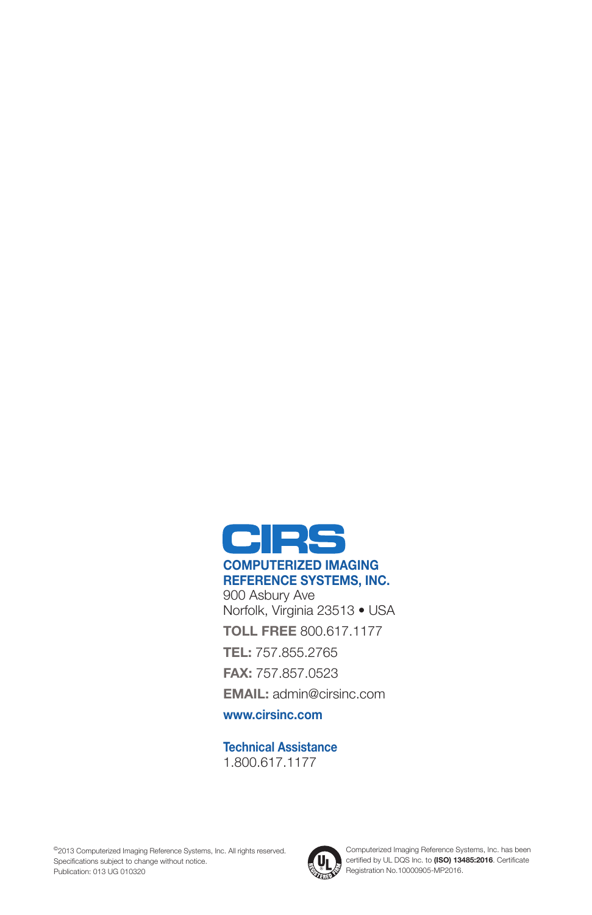**CIRS**

**COMPUTERIZED IMAGING REFERENCE SYSTEMS, INC.**

900 Asbury Ave
Norfolk, Virginia 23513 • USA

**TOLL FREE** 800.617.1177

**TEL:** 757.855.2765

**FAX:** 757.857.0523

**EMAIL:** admin@cirsinc.com

**www.cirsinc.com**

**Technical Assistance**
1.800.617.1177

©2013 Computerized Imaging Reference Systems, Inc. All rights reserved.
Specifications subject to change without notice.
Publication: 013 UG 010320

Computerized Imaging Reference Systems, Inc. has been certified by UL DQS Inc. to **(ISO) 13485:2016**. Certificate Registration No.10000905-MP2016.